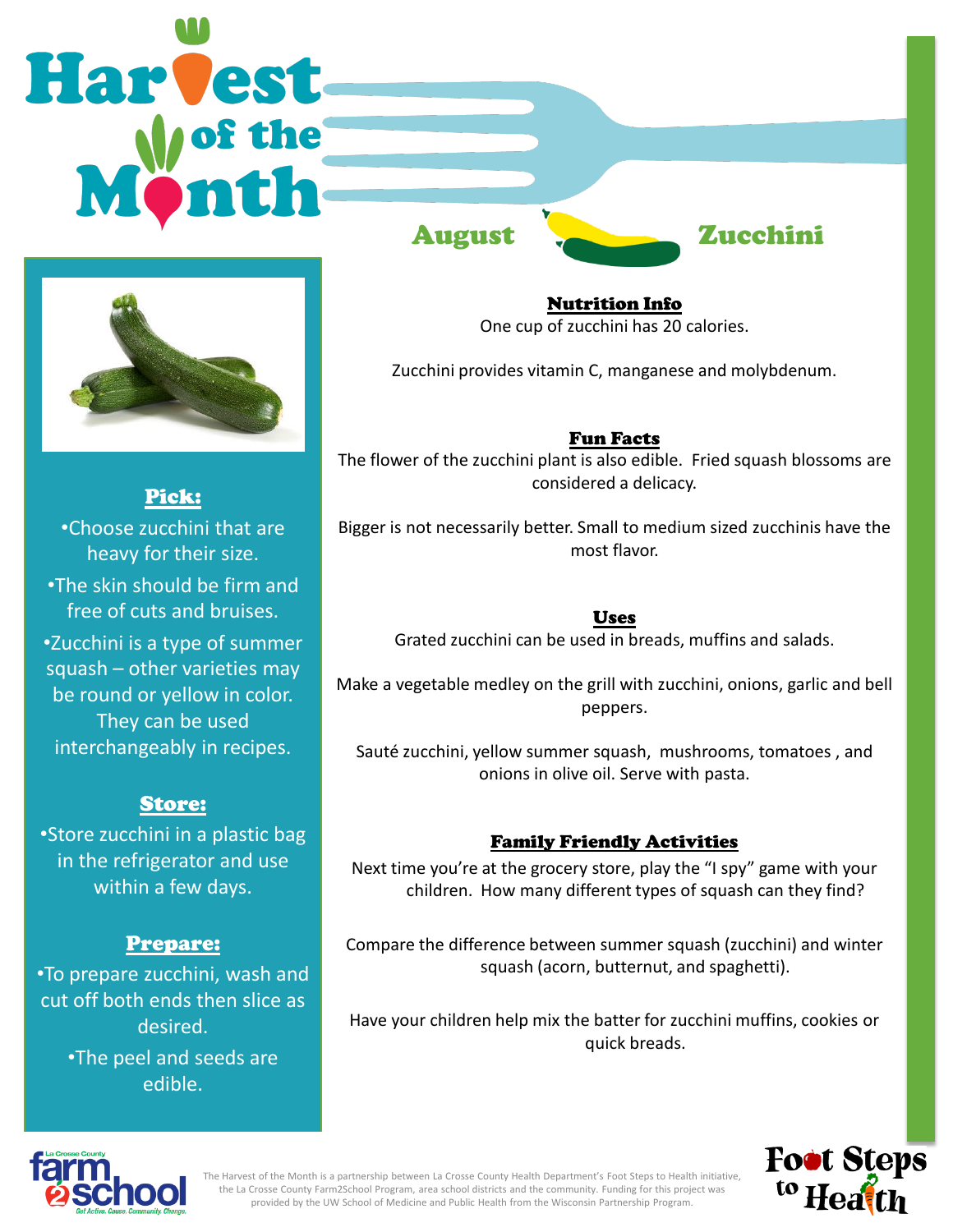# Harvest of the Month

## August — Zucchini

### Pick:

- Choose zucchini that are heavy for their size.
- The skin should be firm and free of cuts and bruises.
- Zucchini is a type of summer squash – other varieties may be round or yellow in color. They can be used interchangeably in recipes.

### Store:

- Store zucchini in a plastic bag in the refrigerator and use within a few days.

### Prepare:

- To prepare zucchini, wash and cut off both ends then slice as desired.
- The peel and seeds are edible.

### Nutrition Info

One cup of zucchini has 20 calories.

Zucchini provides vitamin C, manganese and molybdenum.

### Fun Facts

The flower of the zucchini plant is also edible. Fried squash blossoms are considered a delicacy.

Bigger is not necessarily better. Small to medium sized zucchinis have the most flavor.

### Uses

Grated zucchini can be used in breads, muffins and salads.

Make a vegetable medley on the grill with zucchini, onions, garlic and bell peppers.

Sauté zucchini, yellow summer squash, mushrooms, tomatoes , and onions in olive oil. Serve with pasta.

### Family Friendly Activities

Next time you're at the grocery store, play the "I spy" game with your children. How many different types of squash can they find?

Compare the difference between summer squash (zucchini) and winter squash (acorn, butternut, and spaghetti).

Have your children help mix the batter for zucchini muffins, cookies or quick breads.

La Crosse County farm2school — Get Active. Cause. Community. Change.

The Harvest of the Month is a partnership between La Crosse County Health Department's Foot Steps to Health initiative, the La Crosse County Farm2School Program, area school districts and the community. Funding for this project was provided by the UW School of Medicine and Public Health from the Wisconsin Partnership Program.

Foot Steps to Health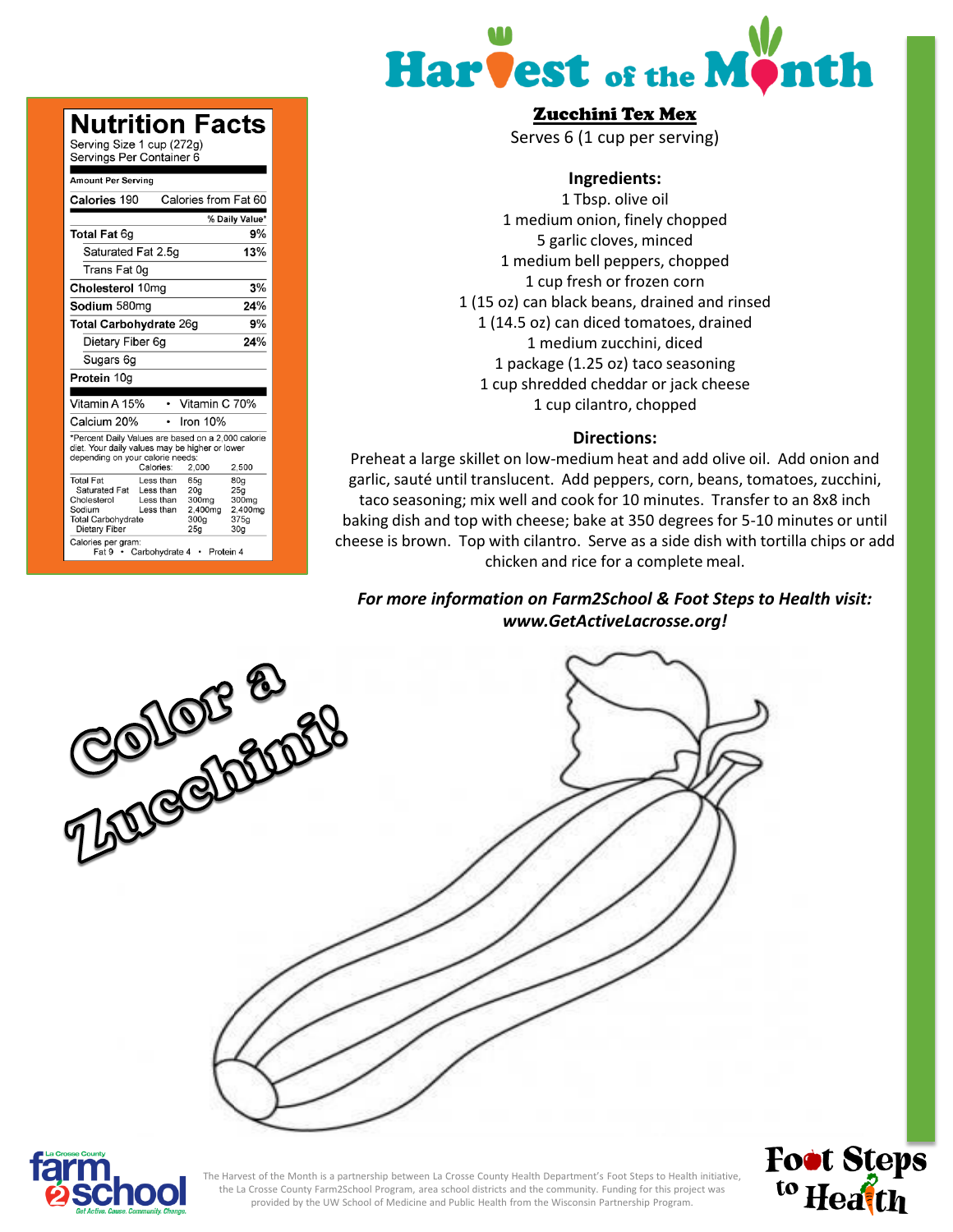# Harvest of the Month

## Zucchini Tex Mex

Serves 6 (1 cup per serving)

| Nutrition Facts | |
|---|---|
| Serving Size 1 cup (272g) | |
| Servings Per Container 6 | |
| Amount Per Serving | |
| Calories 190 | Calories from Fat 60 |
| | % Daily Value* |
| Total Fat 6g | 9% |
| Saturated Fat 2.5g | 13% |
| Trans Fat 0g | |
| Cholesterol 10mg | 3% |
| Sodium 580mg | 24% |
| Total Carbohydrate 26g | 9% |
| Dietary Fiber 6g | 24% |
| Sugars 6g | |
| Protein 10g | |
| Vitamin A 15% | Vitamin C 70% |
| Calcium 20% | Iron 10% |

*Percent Daily Values are based on a 2,000 calorie diet. Your daily values may be higher or lower depending on your calorie needs:

| | | 2,000 | 2,500 |
|---|---|---|---|
| | Calories: | 2,000 | 2,500 |
| Total Fat | Less than | 65g | 80g |
| Saturated Fat | Less than | 20g | 25g |
| Cholesterol | Less than | 300mg | 300mg |
| Sodium | Less than | 2,400mg | 2,400mg |
| Total Carbohydrate | | 300g | 375g |
| Dietary Fiber | | 25g | 30g |

Calories per gram:
Fat 9 • Carbohydrate 4 • Protein 4

### Ingredients:

1 Tbsp. olive oil
1 medium onion, finely chopped
5 garlic cloves, minced
1 medium bell peppers, chopped
1 cup fresh or frozen corn
1 (15 oz) can black beans, drained and rinsed
1 (14.5 oz) can diced tomatoes, drained
1 medium zucchini, diced
1 package (1.25 oz) taco seasoning
1 cup shredded cheddar or jack cheese
1 cup cilantro, chopped

### Directions:

Preheat a large skillet on low-medium heat and add olive oil. Add onion and garlic, sauté until translucent. Add peppers, corn, beans, tomatoes, zucchini, taco seasoning; mix well and cook for 10 minutes. Transfer to an 8x8 inch baking dish and top with cheese; bake at 350 degrees for 5-10 minutes or until cheese is brown. Top with cilantro. Serve as a side dish with tortilla chips or add chicken and rice for a complete meal.

***For more information on Farm2School & Foot Steps to Health visit: www.GetActiveLacrosse.org!***

Color a Zucchini!

La Crosse County farm 2 school — Get Active. Cause. Community. Change.

The Harvest of the Month is a partnership between La Crosse County Health Department's Foot Steps to Health initiative, the La Crosse County Farm2School Program, area school districts and the community. Funding for this project was provided by the UW School of Medicine and Public Health from the Wisconsin Partnership Program.

Foot Steps to Health